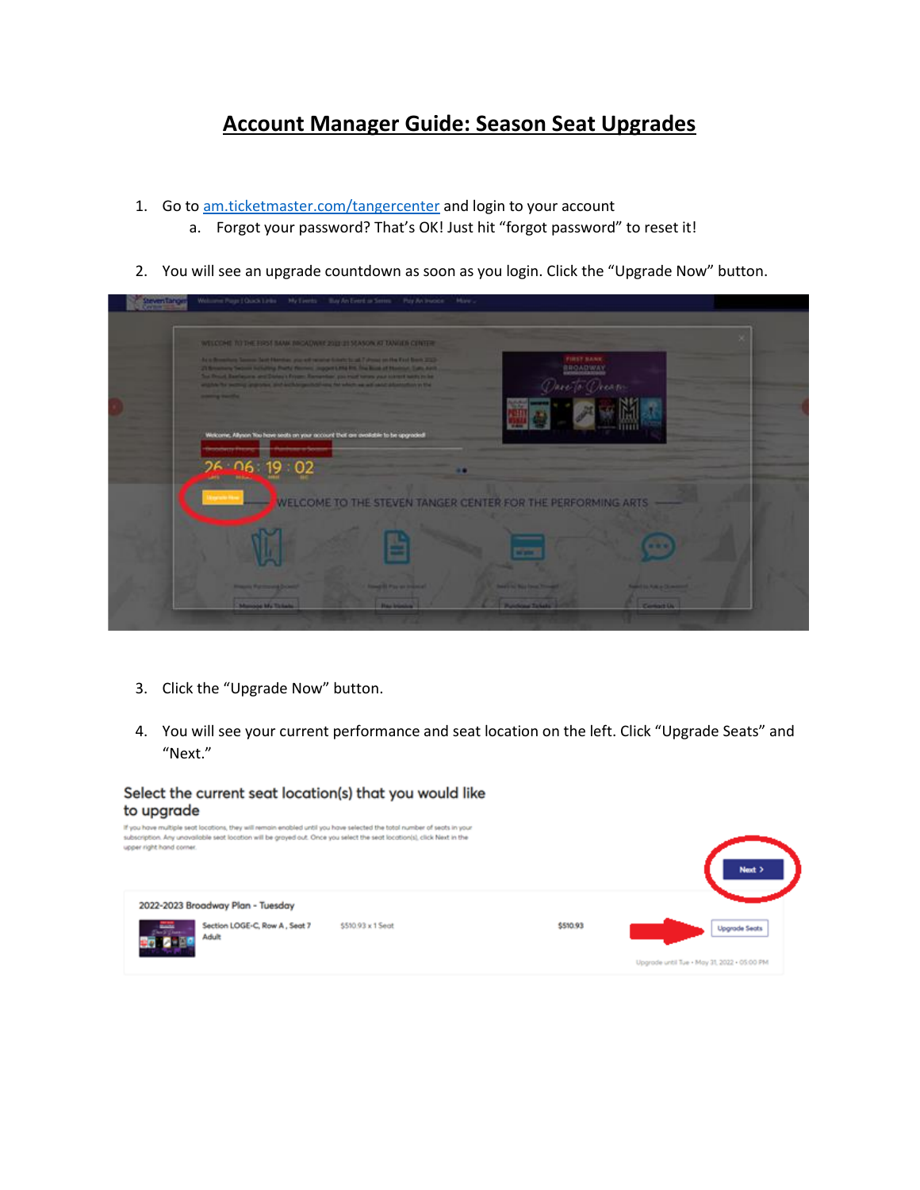# Account Manager Guide: Season Seat Upgrades

1. Go to [am.ticketmaster.com/tangercenter](am.ticketmaster.com/tangercenter) and login to your account
   a. Forgot your password? That's OK! Just hit "forgot password" to reset it!

2. You will see an upgrade countdown as soon as you login. Click the "Upgrade Now" button.

3. Click the "Upgrade Now" button.

4. You will see your current performance and seat location on the left. Click "Upgrade Seats" and "Next."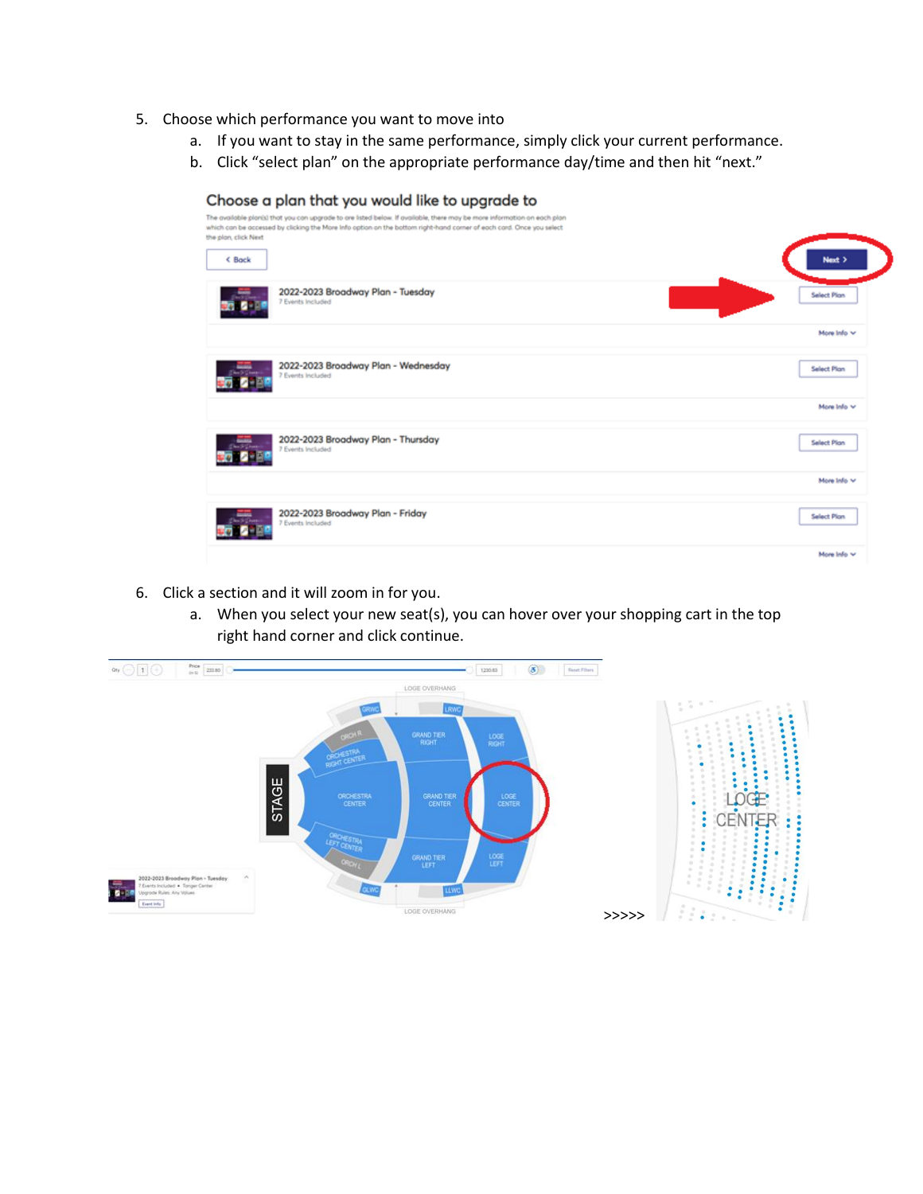5. Choose which performance you want to move into
    a. If you want to stay in the same performance, simply click your current performance.
    b. Click “select plan” on the appropriate performance day/time and then hit “next.”

6. Click a section and it will zoom in for you.
    a. When you select your new seat(s), you can hover over your shopping cart in the top right hand corner and click continue.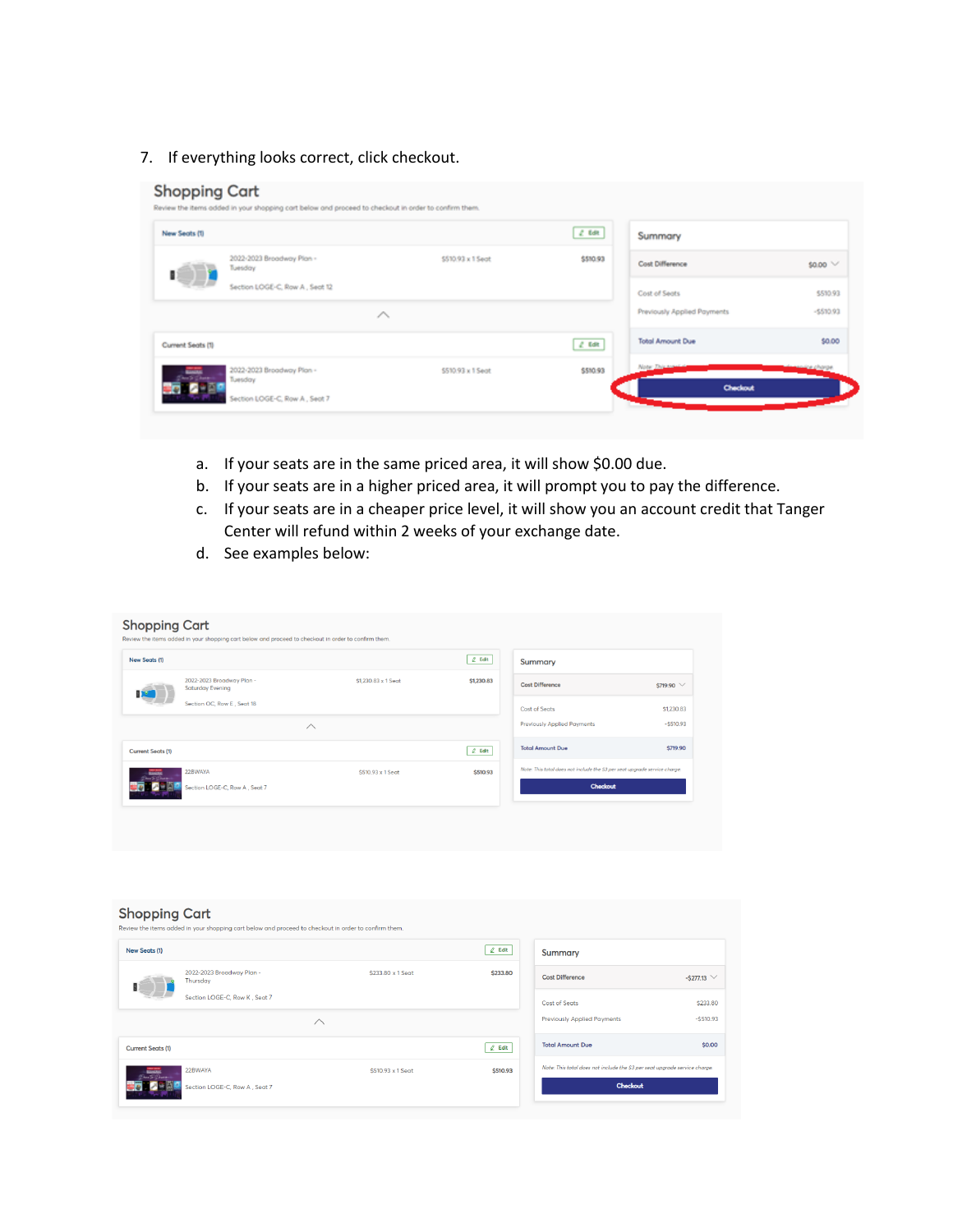7. If everything looks correct, click checkout.

Shopping Cart

Review the items added in your shopping cart below and proceed to checkout in order to confirm them.

New Seats (1)

2022-2023 Broadway Plan - Tuesday — $510.93 x 1 Seat — $510.93

Section LOGE-C, Row A, Seat 12

Current Seats (1)

2022-2023 Broadway Plan - Tuesday — $510.93 x 1 Seat — $510.93

Section LOGE-C, Row A, Seat 7

Summary

| | |
|---|---|
| Cost Difference | $0.00 |
| Cost of Seats | $510.93 |
| Previously Applied Payments | -$510.93 |
| Total Amount Due | $0.00 |

Checkout

a. If your seats are in the same priced area, it will show $0.00 due.
b. If your seats are in a higher priced area, it will prompt you to pay the difference.
c. If your seats are in a cheaper price level, it will show you an account credit that Tanger Center will refund within 2 weeks of your exchange date.
d. See examples below:

Shopping Cart

Review the items added in your shopping cart below and proceed to checkout in order to confirm them.

New Seats (1)

2022-2023 Broadway Plan - Saturday Evening — $1,230.83 x 1 Seat — $1,230.83

Section OC, Row E, Seat 18

Current Seats (1)

22BWAYA — $510.93 x 1 Seat — $510.93

Section LOGE-C, Row A, Seat 7

Summary

| | |
|---|---|
| Cost Difference | $719.90 |
| Cost of Seats | $1,230.83 |
| Previously Applied Payments | -$510.93 |
| Total Amount Due | $719.90 |

Note: This total does not include the $3 per seat upgrade service charge.

Checkout

Shopping Cart

Review the items added in your shopping cart below and proceed to checkout in order to confirm them.

New Seats (1)

2022-2023 Broadway Plan - Thursday — $233.80 x 1 Seat — $233.80

Section LOGE-C, Row K, Seat 7

Current Seats (1)

22BWAYA — $510.93 x 1 Seat — $510.93

Section LOGE-C, Row A, Seat 7

Summary

| | |
|---|---|
| Cost Difference | -$277.13 |
| Cost of Seats | $233.80 |
| Previously Applied Payments | -$510.93 |
| Total Amount Due | $0.00 |

Note: This total does not include the $3 per seat upgrade service charge.

Checkout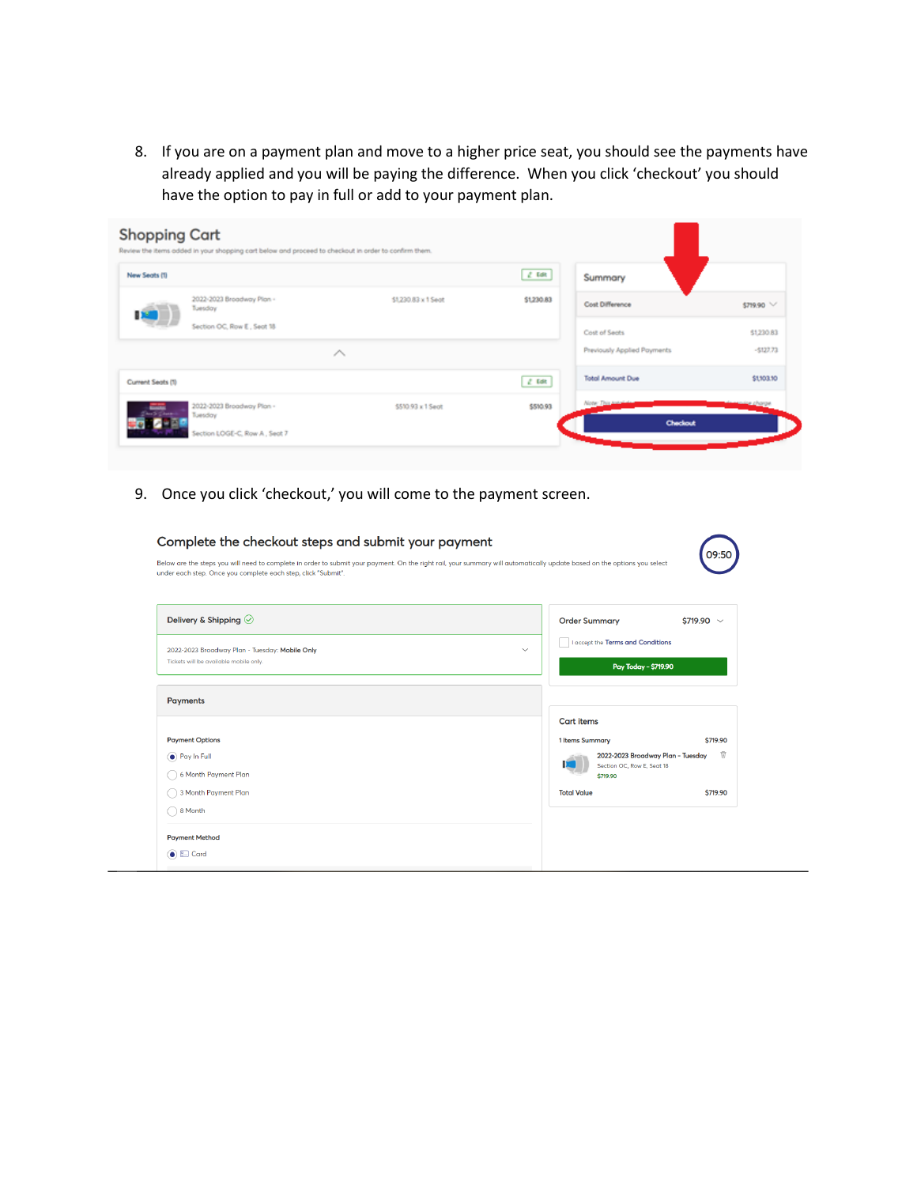8. If you are on a payment plan and move to a higher price seat, you should see the payments have already applied and you will be paying the difference. When you click 'checkout' you should have the option to pay in full or add to your payment plan.

9. Once you click 'checkout,' you will come to the payment screen.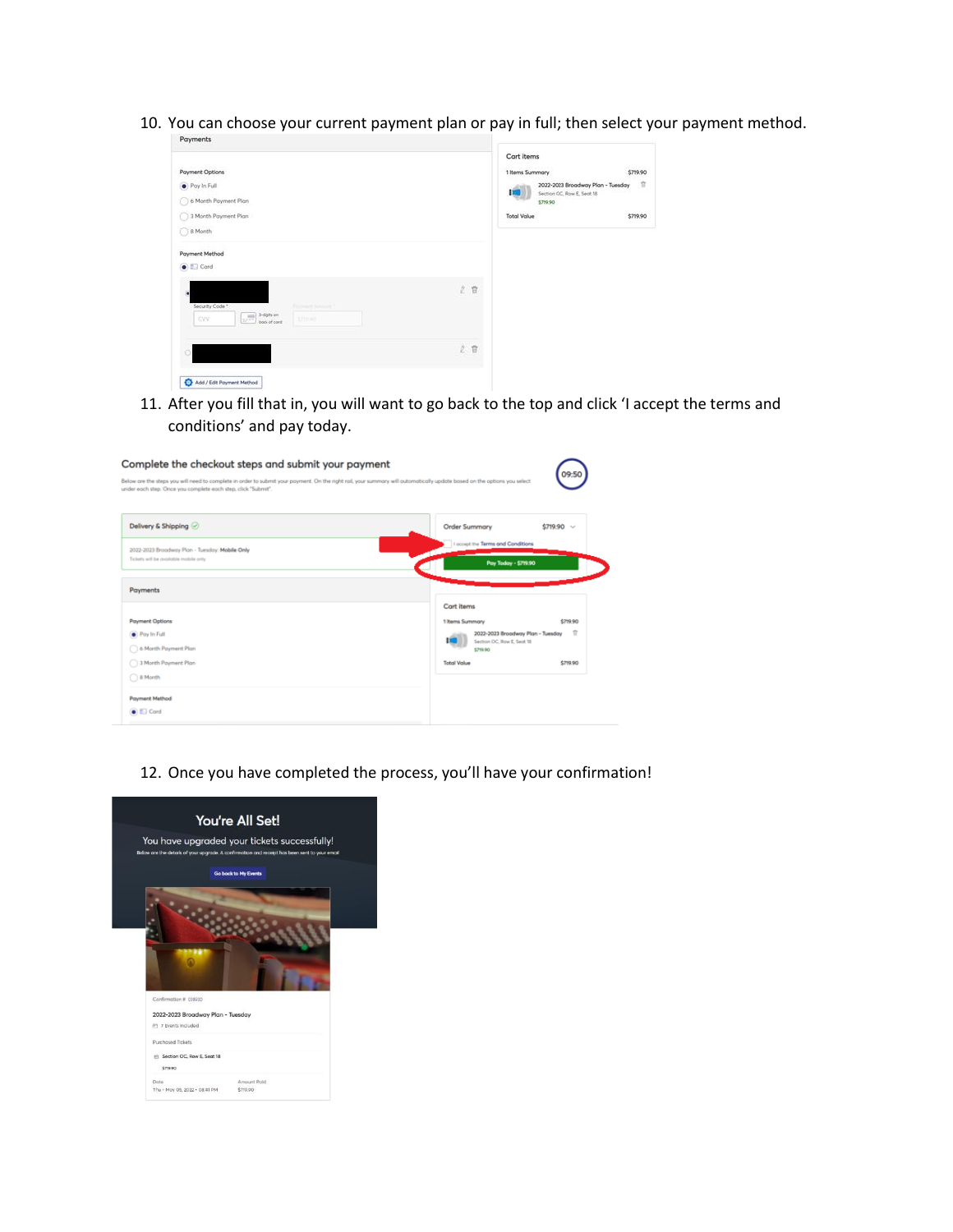10. You can choose your current payment plan or pay in full; then select your payment method.

11. After you fill that in, you will want to go back to the top and click 'I accept the terms and conditions' and pay today.

12. Once you have completed the process, you'll have your confirmation!